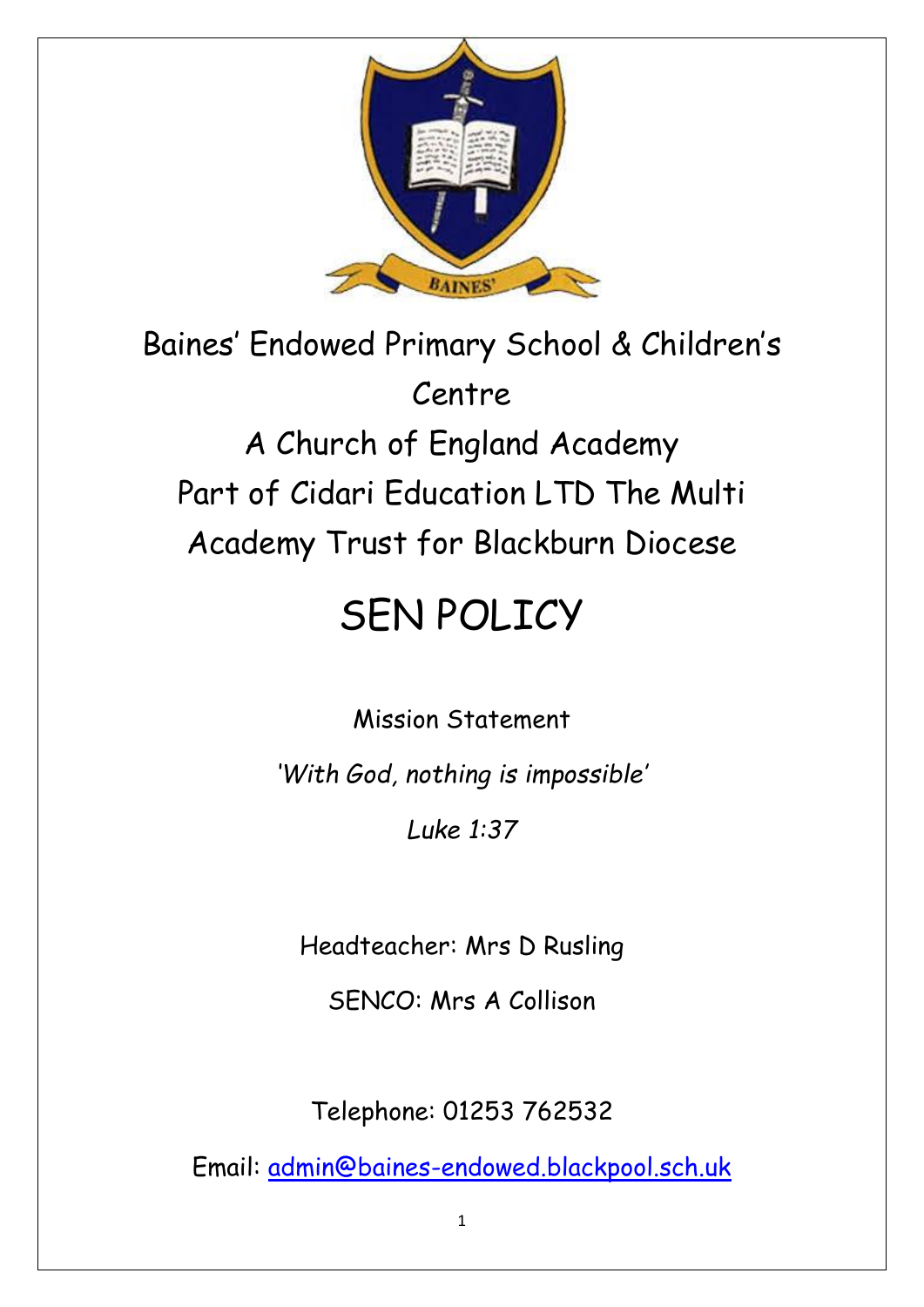Baines' Endowed Primary School & Children's Centre

A Church of England Academy

Part of Cidari Education LTD The Multi Academy Trust for Blackburn Diocese

# SEN POLICY

Mission Statement

*'With God, nothing is impossible'*

*Luke 1:37*

Headteacher: Mrs D Rusling

SENCO: Mrs A Collison

Telephone: 01253 762532

Email: [admin@baines-endowed.blackpool.sch.uk](mailto:admin@baines-endowed.blackpool.sch.uk)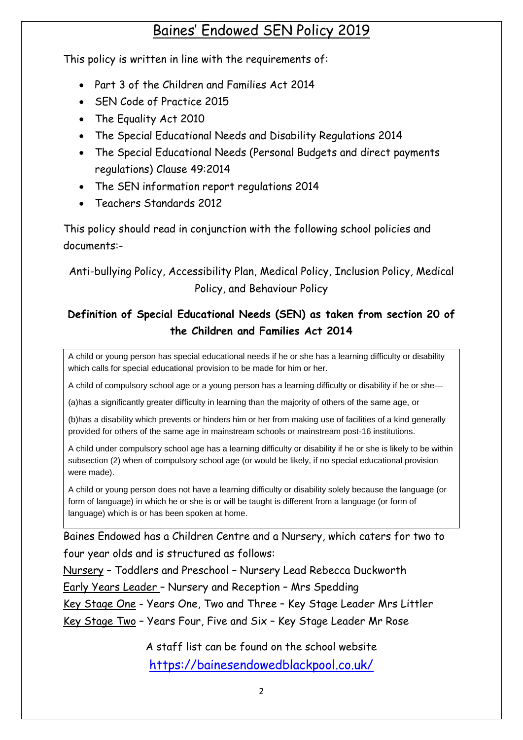# Baines' Endowed SEN Policy 2019

This policy is written in line with the requirements of:

- Part 3 of the Children and Families Act 2014
- SEN Code of Practice 2015
- The Equality Act 2010
- The Special Educational Needs and Disability Regulations 2014
- The Special Educational Needs (Personal Budgets and direct payments regulations) Clause 49:2014
- The SEN information report regulations 2014
- Teachers Standards 2012

This policy should read in conjunction with the following school policies and documents:-

Anti-bullying Policy, Accessibility Plan, Medical Policy, Inclusion Policy, Medical Policy, and Behaviour Policy

**Definition of Special Educational Needs (SEN) as taken from section 20 of the Children and Families Act 2014**

A child or young person has special educational needs if he or she has a learning difficulty or disability which calls for special educational provision to be made for him or her.

A child of compulsory school age or a young person has a learning difficulty or disability if he or she—

(a)has a significantly greater difficulty in learning than the majority of others of the same age, or

(b)has a disability which prevents or hinders him or her from making use of facilities of a kind generally provided for others of the same age in mainstream schools or mainstream post-16 institutions.

A child under compulsory school age has a learning difficulty or disability if he or she is likely to be within subsection (2) when of compulsory school age (or would be likely, if no special educational provision were made).

A child or young person does not have a learning difficulty or disability solely because the language (or form of language) in which he or she is or will be taught is different from a language (or form of language) which is or has been spoken at home.

Baines Endowed has a Children Centre and a Nursery, which caters for two to four year olds and is structured as follows:

Nursery – Toddlers and Preschool – Nursery Lead Rebecca Duckworth
Early Years Leader – Nursery and Reception – Mrs Spedding
Key Stage One - Years One, Two and Three – Key Stage Leader Mrs Littler
Key Stage Two – Years Four, Five and Six – Key Stage Leader Mr Rose

A staff list can be found on the school website
https://bainesendowedblackpool.co.uk/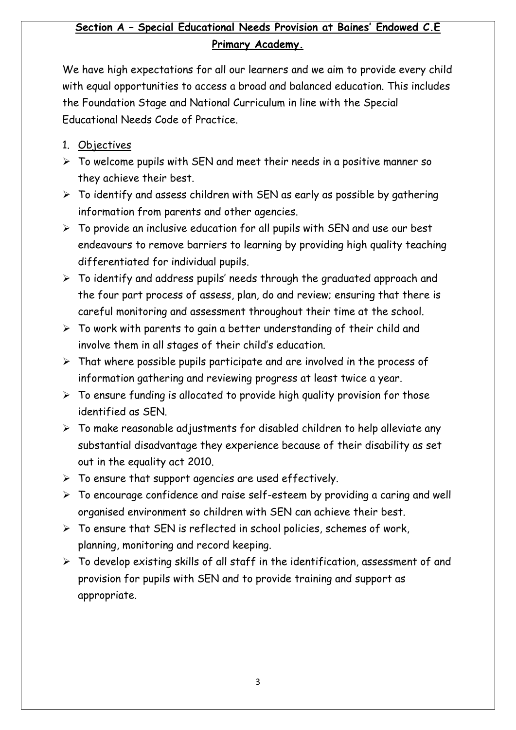## **Section A – Special Educational Needs Provision at Baines' Endowed C.E Primary Academy.**

We have high expectations for all our learners and we aim to provide every child with equal opportunities to access a broad and balanced education. This includes the Foundation Stage and National Curriculum in line with the Special Educational Needs Code of Practice.

1. Objectives

- To welcome pupils with SEN and meet their needs in a positive manner so they achieve their best.
- To identify and assess children with SEN as early as possible by gathering information from parents and other agencies.
- To provide an inclusive education for all pupils with SEN and use our best endeavours to remove barriers to learning by providing high quality teaching differentiated for individual pupils.
- To identify and address pupils' needs through the graduated approach and the four part process of assess, plan, do and review; ensuring that there is careful monitoring and assessment throughout their time at the school.
- To work with parents to gain a better understanding of their child and involve them in all stages of their child's education.
- That where possible pupils participate and are involved in the process of information gathering and reviewing progress at least twice a year.
- To ensure funding is allocated to provide high quality provision for those identified as SEN.
- To make reasonable adjustments for disabled children to help alleviate any substantial disadvantage they experience because of their disability as set out in the equality act 2010.
- To ensure that support agencies are used effectively.
- To encourage confidence and raise self-esteem by providing a caring and well organised environment so children with SEN can achieve their best.
- To ensure that SEN is reflected in school policies, schemes of work, planning, monitoring and record keeping.
- To develop existing skills of all staff in the identification, assessment of and provision for pupils with SEN and to provide training and support as appropriate.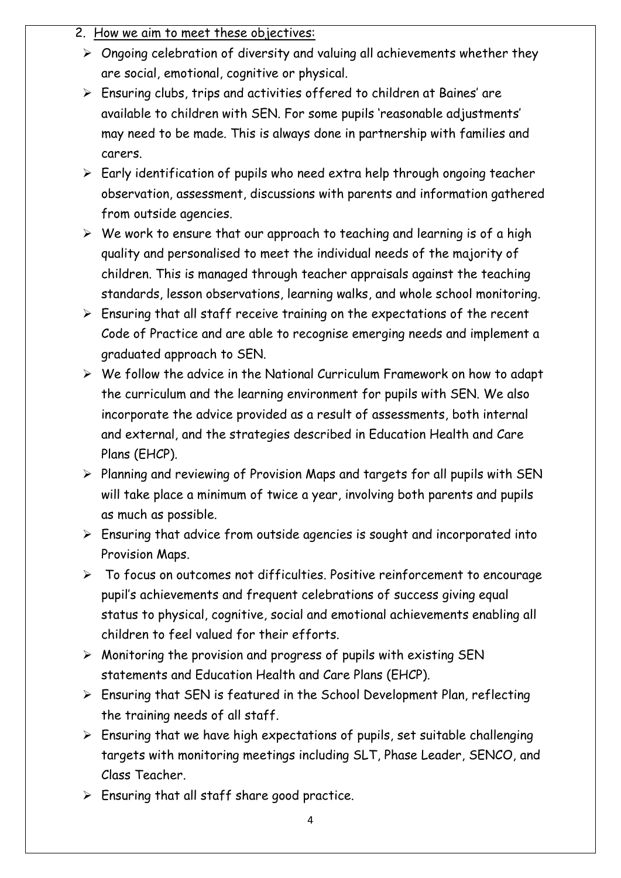2. How we aim to meet these objectives:

- Ongoing celebration of diversity and valuing all achievements whether they are social, emotional, cognitive or physical.
- Ensuring clubs, trips and activities offered to children at Baines' are available to children with SEN. For some pupils 'reasonable adjustments' may need to be made. This is always done in partnership with families and carers.
- Early identification of pupils who need extra help through ongoing teacher observation, assessment, discussions with parents and information gathered from outside agencies.
- We work to ensure that our approach to teaching and learning is of a high quality and personalised to meet the individual needs of the majority of children. This is managed through teacher appraisals against the teaching standards, lesson observations, learning walks, and whole school monitoring.
- Ensuring that all staff receive training on the expectations of the recent Code of Practice and are able to recognise emerging needs and implement a graduated approach to SEN.
- We follow the advice in the National Curriculum Framework on how to adapt the curriculum and the learning environment for pupils with SEN. We also incorporate the advice provided as a result of assessments, both internal and external, and the strategies described in Education Health and Care Plans (EHCP).
- Planning and reviewing of Provision Maps and targets for all pupils with SEN will take place a minimum of twice a year, involving both parents and pupils as much as possible.
- Ensuring that advice from outside agencies is sought and incorporated into Provision Maps.
- To focus on outcomes not difficulties. Positive reinforcement to encourage pupil's achievements and frequent celebrations of success giving equal status to physical, cognitive, social and emotional achievements enabling all children to feel valued for their efforts.
- Monitoring the provision and progress of pupils with existing SEN statements and Education Health and Care Plans (EHCP).
- Ensuring that SEN is featured in the School Development Plan, reflecting the training needs of all staff.
- Ensuring that we have high expectations of pupils, set suitable challenging targets with monitoring meetings including SLT, Phase Leader, SENCO, and Class Teacher.
- Ensuring that all staff share good practice.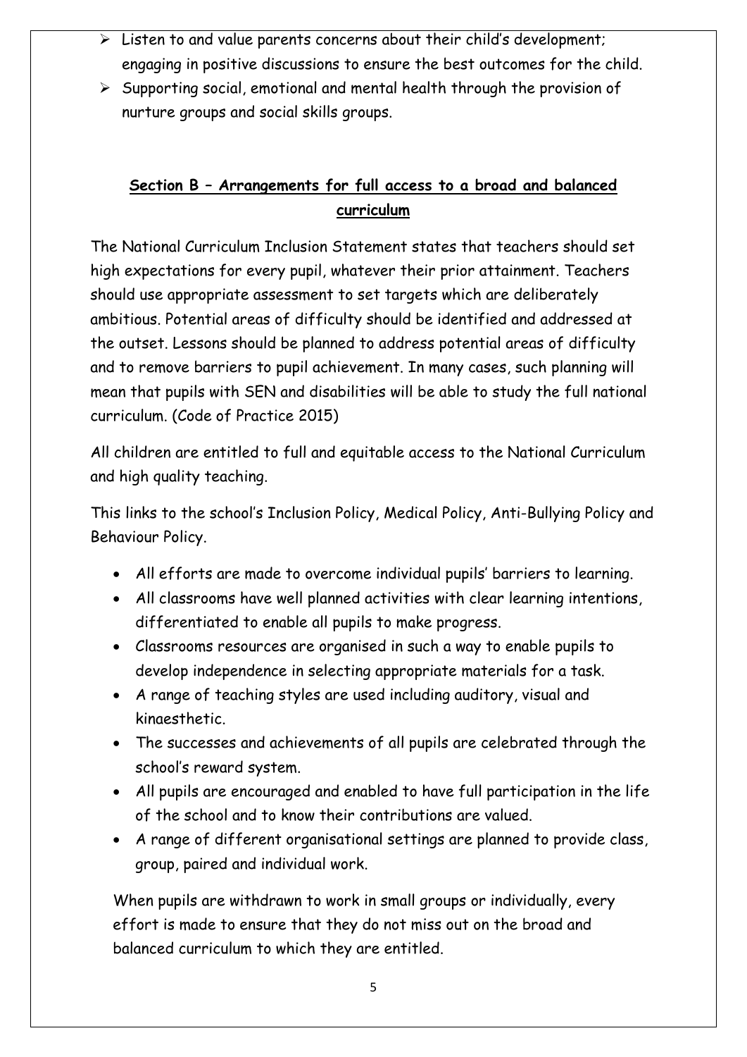- Listen to and value parents concerns about their child's development; engaging in positive discussions to ensure the best outcomes for the child.
- Supporting social, emotional and mental health through the provision of nurture groups and social skills groups.

## Section B – Arrangements for full access to a broad and balanced curriculum

The National Curriculum Inclusion Statement states that teachers should set high expectations for every pupil, whatever their prior attainment. Teachers should use appropriate assessment to set targets which are deliberately ambitious. Potential areas of difficulty should be identified and addressed at the outset. Lessons should be planned to address potential areas of difficulty and to remove barriers to pupil achievement. In many cases, such planning will mean that pupils with SEN and disabilities will be able to study the full national curriculum. (Code of Practice 2015)

All children are entitled to full and equitable access to the National Curriculum and high quality teaching.

This links to the school's Inclusion Policy, Medical Policy, Anti-Bullying Policy and Behaviour Policy.

- All efforts are made to overcome individual pupils' barriers to learning.
- All classrooms have well planned activities with clear learning intentions, differentiated to enable all pupils to make progress.
- Classrooms resources are organised in such a way to enable pupils to develop independence in selecting appropriate materials for a task.
- A range of teaching styles are used including auditory, visual and kinaesthetic.
- The successes and achievements of all pupils are celebrated through the school's reward system.
- All pupils are encouraged and enabled to have full participation in the life of the school and to know their contributions are valued.
- A range of different organisational settings are planned to provide class, group, paired and individual work.

When pupils are withdrawn to work in small groups or individually, every effort is made to ensure that they do not miss out on the broad and balanced curriculum to which they are entitled.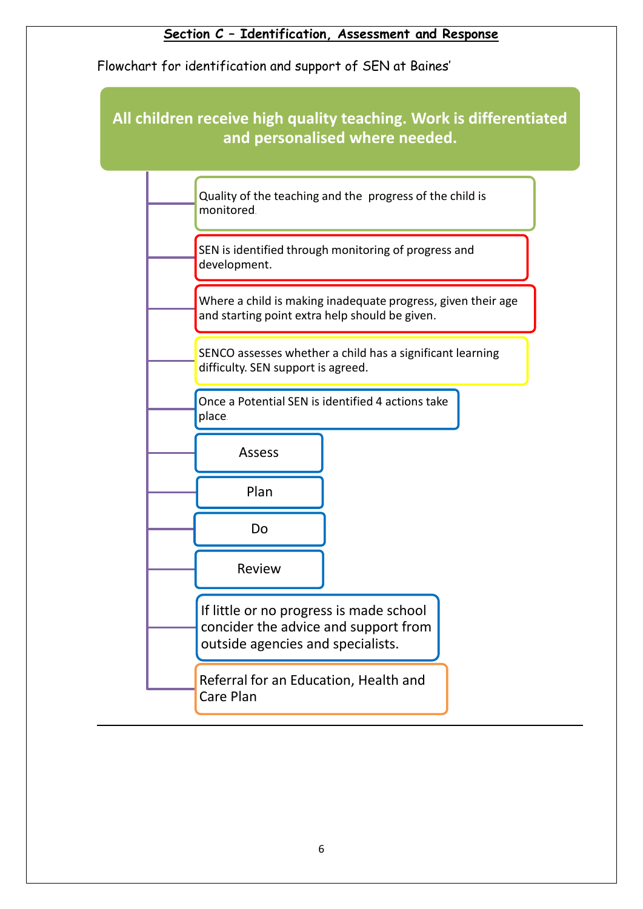**Section C – Identification, Assessment and Response**

Flowchart for identification and support of SEN at Baines'

**All children receive high quality teaching. Work is differentiated and personalised where needed.**

- Quality of the teaching and the progress of the child is monitored.
- SEN is identified through monitoring of progress and development.
- Where a child is making inadequate progress, given their age and starting point extra help should be given.
- SENCO assesses whether a child has a significant learning difficulty. SEN support is agreed.
- Once a Potential SEN is identified 4 actions take place.
- Assess
- Plan
- Do
- Review
- If little or no progress is made school concider the advice and support from outside agencies and specialists.
- Referral for an Education, Health and Care Plan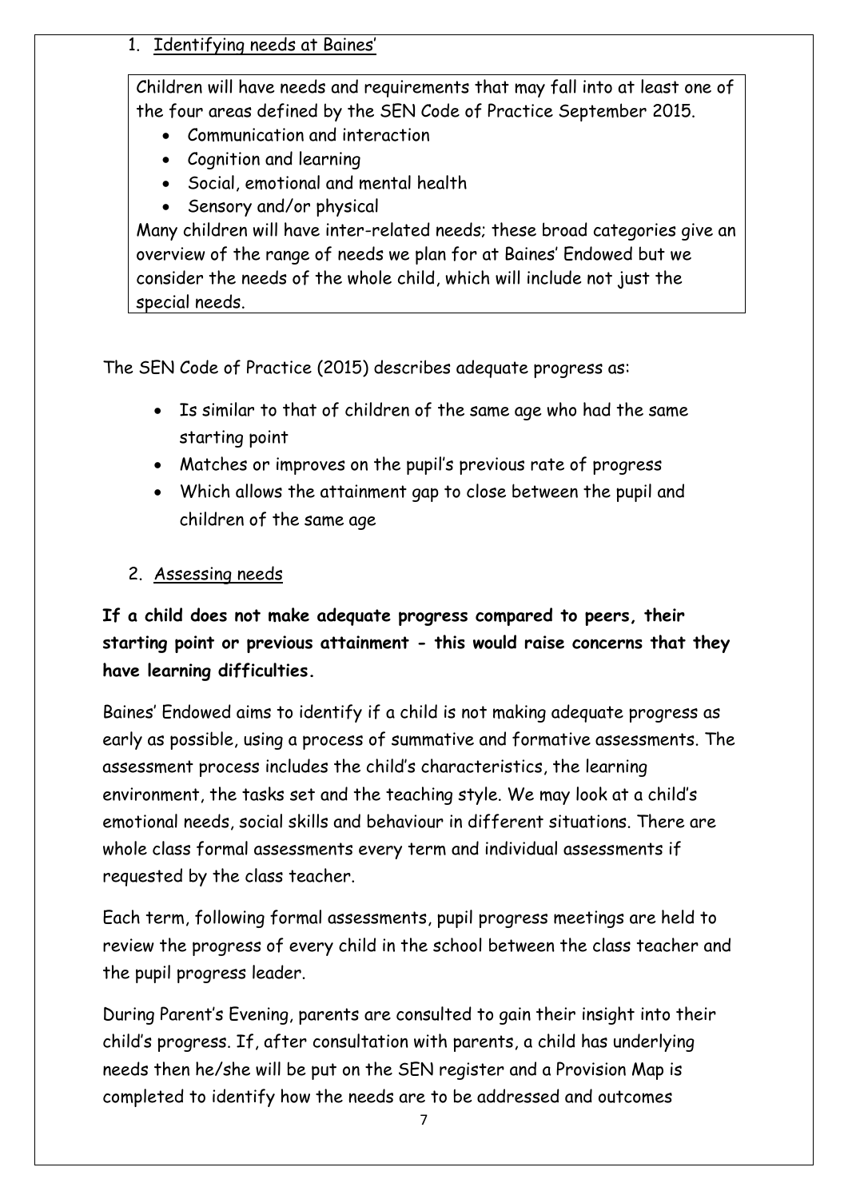1. Identifying needs at Baines'

Children will have needs and requirements that may fall into at least one of the four areas defined by the SEN Code of Practice September 2015.

- Communication and interaction
- Cognition and learning
- Social, emotional and mental health
- Sensory and/or physical

Many children will have inter-related needs; these broad categories give an overview of the range of needs we plan for at Baines' Endowed but we consider the needs of the whole child, which will include not just the special needs.

The SEN Code of Practice (2015) describes adequate progress as:

- Is similar to that of children of the same age who had the same starting point
- Matches or improves on the pupil's previous rate of progress
- Which allows the attainment gap to close between the pupil and children of the same age

2. Assessing needs

**If a child does not make adequate progress compared to peers, their starting point or previous attainment - this would raise concerns that they have learning difficulties.**

Baines' Endowed aims to identify if a child is not making adequate progress as early as possible, using a process of summative and formative assessments. The assessment process includes the child's characteristics, the learning environment, the tasks set and the teaching style. We may look at a child's emotional needs, social skills and behaviour in different situations. There are whole class formal assessments every term and individual assessments if requested by the class teacher.

Each term, following formal assessments, pupil progress meetings are held to review the progress of every child in the school between the class teacher and the pupil progress leader.

During Parent's Evening, parents are consulted to gain their insight into their child's progress. If, after consultation with parents, a child has underlying needs then he/she will be put on the SEN register and a Provision Map is completed to identify how the needs are to be addressed and outcomes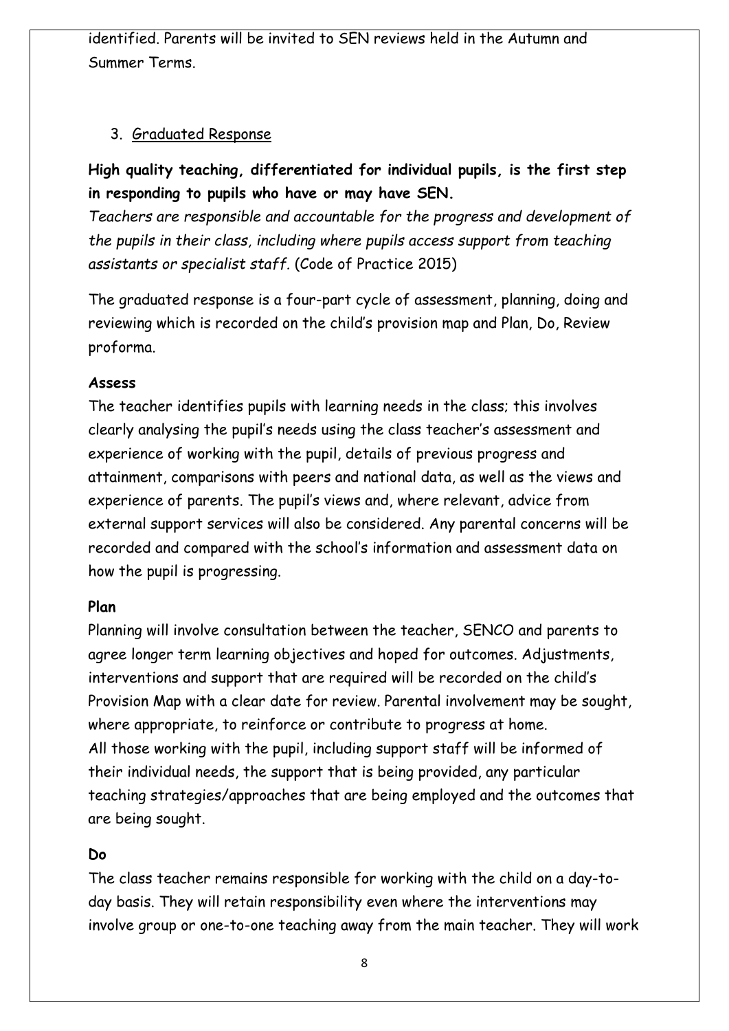identified. Parents will be invited to SEN reviews held in the Autumn and Summer Terms.

## 3. Graduated Response

**High quality teaching, differentiated for individual pupils, is the first step in responding to pupils who have or may have SEN.**

*Teachers are responsible and accountable for the progress and development of the pupils in their class, including where pupils access support from teaching assistants or specialist staff.* (Code of Practice 2015)

The graduated response is a four-part cycle of assessment, planning, doing and reviewing which is recorded on the child's provision map and Plan, Do, Review proforma.

**Assess**

The teacher identifies pupils with learning needs in the class; this involves clearly analysing the pupil's needs using the class teacher's assessment and experience of working with the pupil, details of previous progress and attainment, comparisons with peers and national data, as well as the views and experience of parents. The pupil's views and, where relevant, advice from external support services will also be considered. Any parental concerns will be recorded and compared with the school's information and assessment data on how the pupil is progressing.

**Plan**

Planning will involve consultation between the teacher, SENCO and parents to agree longer term learning objectives and hoped for outcomes. Adjustments, interventions and support that are required will be recorded on the child's Provision Map with a clear date for review. Parental involvement may be sought, where appropriate, to reinforce or contribute to progress at home.
All those working with the pupil, including support staff will be informed of their individual needs, the support that is being provided, any particular teaching strategies/approaches that are being employed and the outcomes that are being sought.

**Do**

The class teacher remains responsible for working with the child on a day-to-day basis. They will retain responsibility even where the interventions may involve group or one-to-one teaching away from the main teacher. They will work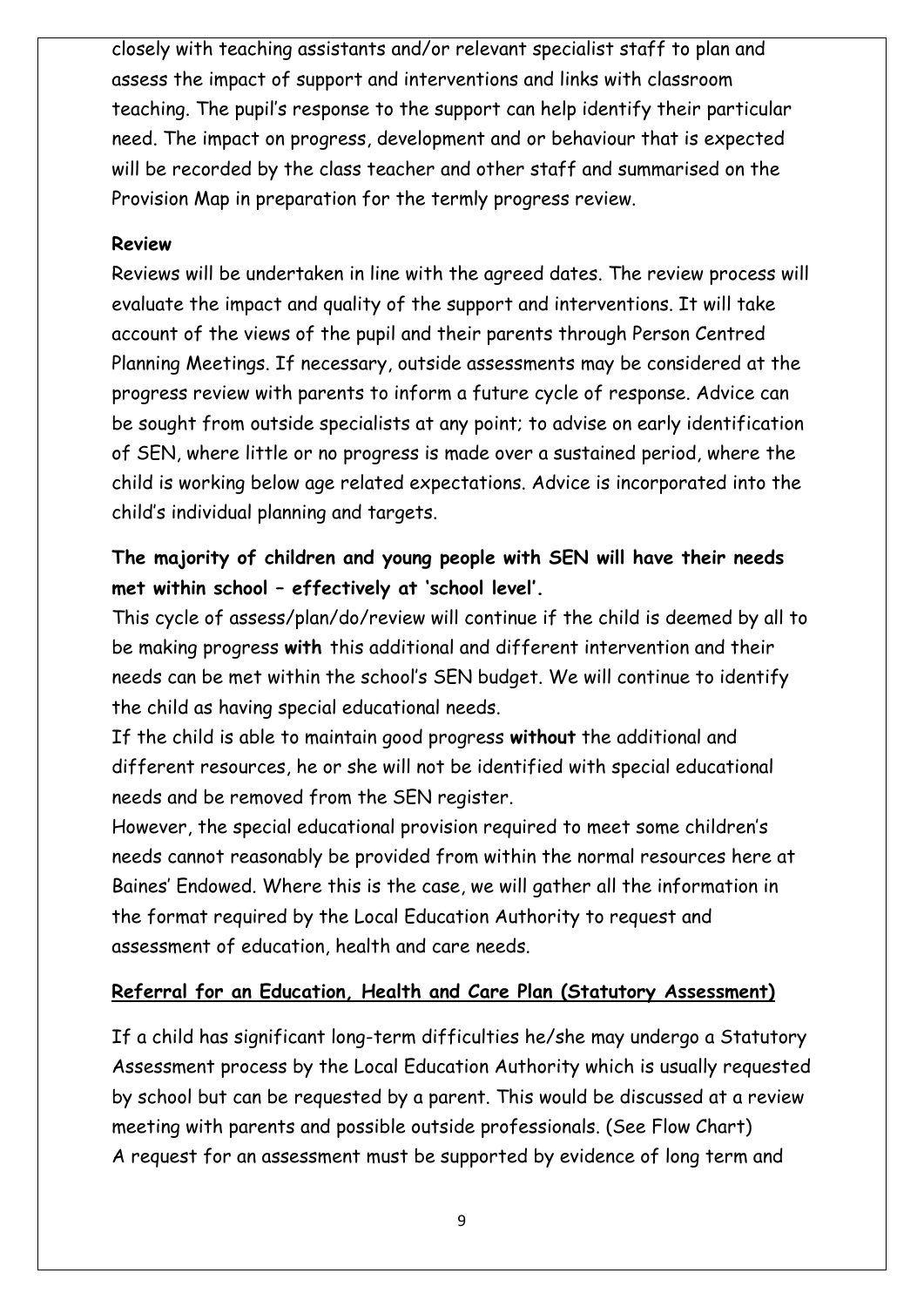closely with teaching assistants and/or relevant specialist staff to plan and assess the impact of support and interventions and links with classroom teaching. The pupil's response to the support can help identify their particular need. The impact on progress, development and or behaviour that is expected will be recorded by the class teacher and other staff and summarised on the Provision Map in preparation for the termly progress review.

**Review**

Reviews will be undertaken in line with the agreed dates. The review process will evaluate the impact and quality of the support and interventions. It will take account of the views of the pupil and their parents through Person Centred Planning Meetings. If necessary, outside assessments may be considered at the progress review with parents to inform a future cycle of response. Advice can be sought from outside specialists at any point; to advise on early identification of SEN, where little or no progress is made over a sustained period, where the child is working below age related expectations. Advice is incorporated into the child's individual planning and targets.

**The majority of children and young people with SEN will have their needs met within school – effectively at 'school level'.**

This cycle of assess/plan/do/review will continue if the child is deemed by all to be making progress **with** this additional and different intervention and their needs can be met within the school's SEN budget. We will continue to identify the child as having special educational needs.

If the child is able to maintain good progress **without** the additional and different resources, he or she will not be identified with special educational needs and be removed from the SEN register.

However, the special educational provision required to meet some children's needs cannot reasonably be provided from within the normal resources here at Baines' Endowed. Where this is the case, we will gather all the information in the format required by the Local Education Authority to request and assessment of education, health and care needs.

## **Referral for an Education, Health and Care Plan (Statutory Assessment)**

If a child has significant long-term difficulties he/she may undergo a Statutory Assessment process by the Local Education Authority which is usually requested by school but can be requested by a parent. This would be discussed at a review meeting with parents and possible outside professionals. (See Flow Chart)

A request for an assessment must be supported by evidence of long term and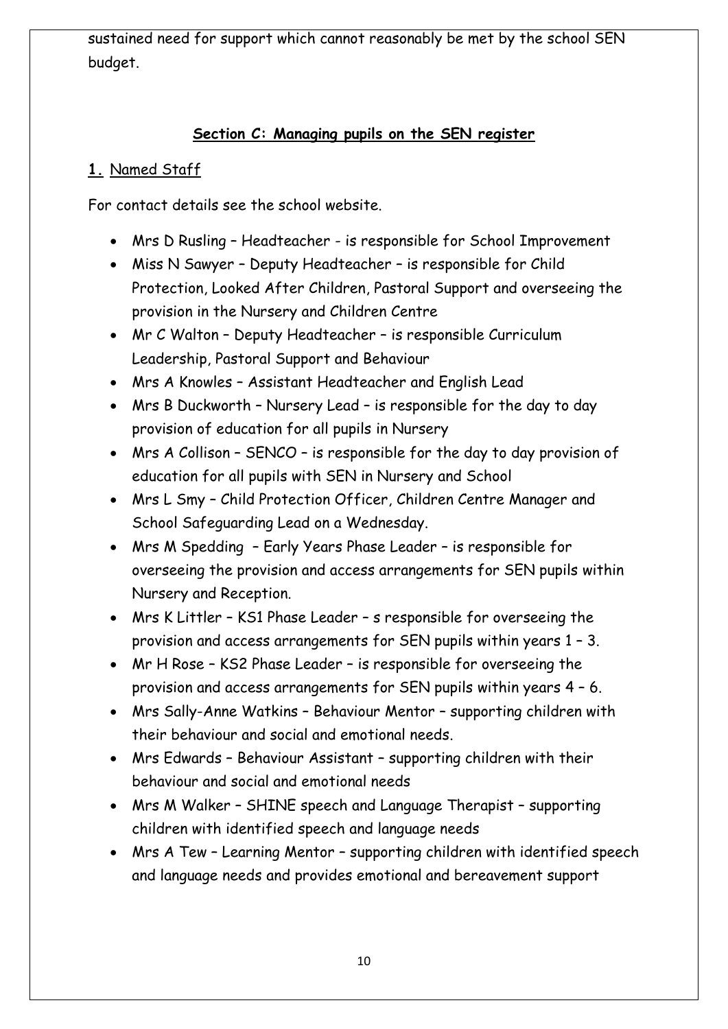sustained need for support which cannot reasonably be met by the school SEN budget.

## Section C: Managing pupils on the SEN register

### 1. Named Staff

For contact details see the school website.

- Mrs D Rusling – Headteacher - is responsible for School Improvement
- Miss N Sawyer – Deputy Headteacher – is responsible for Child Protection, Looked After Children, Pastoral Support and overseeing the provision in the Nursery and Children Centre
- Mr C Walton – Deputy Headteacher – is responsible Curriculum Leadership, Pastoral Support and Behaviour
- Mrs A Knowles – Assistant Headteacher and English Lead
- Mrs B Duckworth – Nursery Lead – is responsible for the day to day provision of education for all pupils in Nursery
- Mrs A Collison – SENCO – is responsible for the day to day provision of education for all pupils with SEN in Nursery and School
- Mrs L Smy – Child Protection Officer, Children Centre Manager and School Safeguarding Lead on a Wednesday.
- Mrs M Spedding – Early Years Phase Leader – is responsible for overseeing the provision and access arrangements for SEN pupils within Nursery and Reception.
- Mrs K Littler – KS1 Phase Leader – s responsible for overseeing the provision and access arrangements for SEN pupils within years 1 – 3.
- Mr H Rose – KS2 Phase Leader – is responsible for overseeing the provision and access arrangements for SEN pupils within years 4 – 6.
- Mrs Sally-Anne Watkins – Behaviour Mentor – supporting children with their behaviour and social and emotional needs.
- Mrs Edwards – Behaviour Assistant – supporting children with their behaviour and social and emotional needs
- Mrs M Walker – SHINE speech and Language Therapist – supporting children with identified speech and language needs
- Mrs A Tew – Learning Mentor – supporting children with identified speech and language needs and provides emotional and bereavement support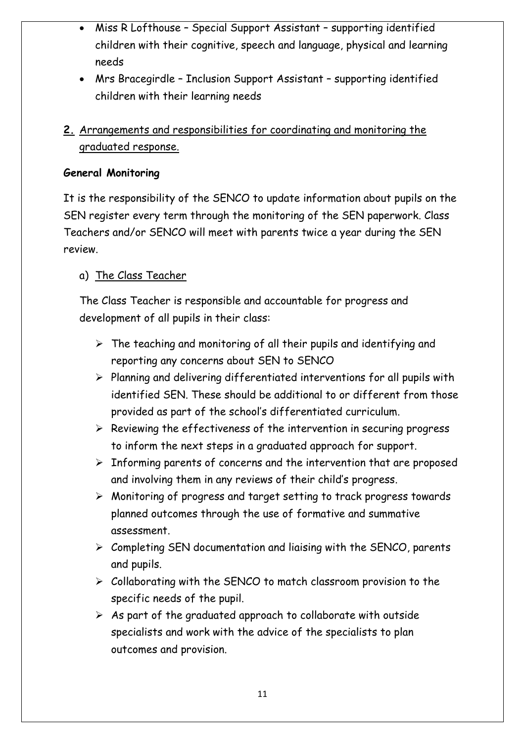- Miss R Lofthouse – Special Support Assistant – supporting identified children with their cognitive, speech and language, physical and learning needs
- Mrs Bracegirdle – Inclusion Support Assistant – supporting identified children with their learning needs

## **2.** Arrangements and responsibilities for coordinating and monitoring the graduated response.

**General Monitoring**

It is the responsibility of the SENCO to update information about pupils on the SEN register every term through the monitoring of the SEN paperwork. Class Teachers and/or SENCO will meet with parents twice a year during the SEN review.

a) The Class Teacher

The Class Teacher is responsible and accountable for progress and development of all pupils in their class:

- The teaching and monitoring of all their pupils and identifying and reporting any concerns about SEN to SENCO
- Planning and delivering differentiated interventions for all pupils with identified SEN. These should be additional to or different from those provided as part of the school's differentiated curriculum.
- Reviewing the effectiveness of the intervention in securing progress to inform the next steps in a graduated approach for support.
- Informing parents of concerns and the intervention that are proposed and involving them in any reviews of their child's progress.
- Monitoring of progress and target setting to track progress towards planned outcomes through the use of formative and summative assessment.
- Completing SEN documentation and liaising with the SENCO, parents and pupils.
- Collaborating with the SENCO to match classroom provision to the specific needs of the pupil.
- As part of the graduated approach to collaborate with outside specialists and work with the advice of the specialists to plan outcomes and provision.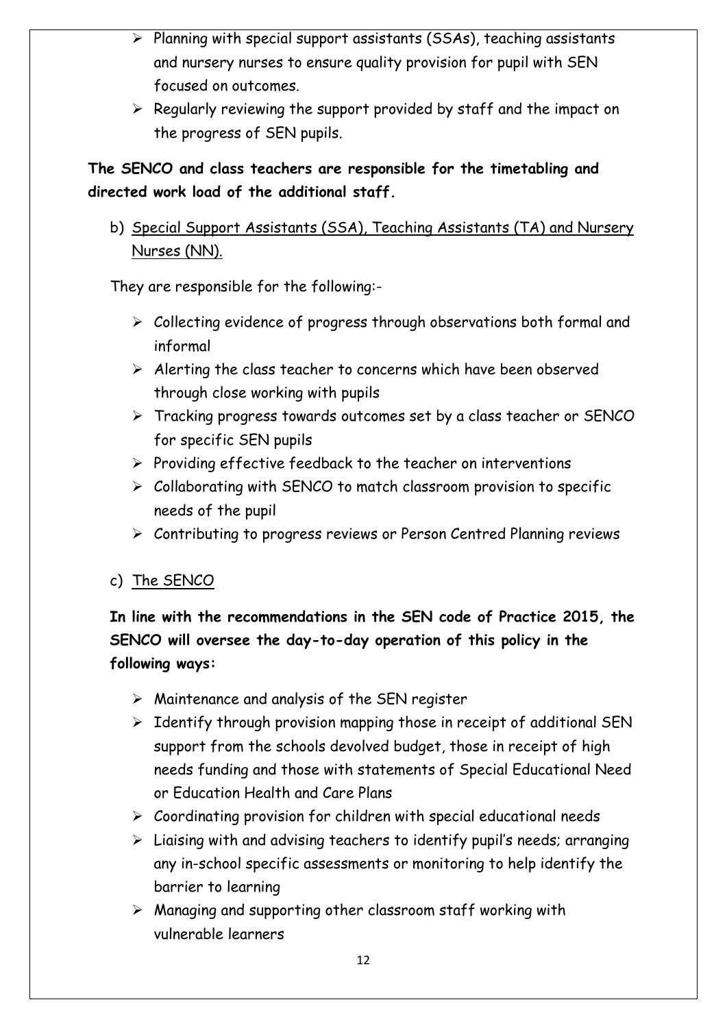- Planning with special support assistants (SSAs), teaching assistants and nursery nurses to ensure quality provision for pupil with SEN focused on outcomes.
- Regularly reviewing the support provided by staff and the impact on the progress of SEN pupils.

**The SENCO and class teachers are responsible for the timetabling and directed work load of the additional staff.**

b) <u>Special Support Assistants (SSA), Teaching Assistants (TA) and Nursery Nurses (NN).</u>

They are responsible for the following:-

- Collecting evidence of progress through observations both formal and informal
- Alerting the class teacher to concerns which have been observed through close working with pupils
- Tracking progress towards outcomes set by a class teacher or SENCO for specific SEN pupils
- Providing effective feedback to the teacher on interventions
- Collaborating with SENCO to match classroom provision to specific needs of the pupil
- Contributing to progress reviews or Person Centred Planning reviews

c) <u>The SENCO</u>

**In line with the recommendations in the SEN code of Practice 2015, the SENCO will oversee the day-to-day operation of this policy in the following ways:**

- Maintenance and analysis of the SEN register
- Identify through provision mapping those in receipt of additional SEN support from the schools devolved budget, those in receipt of high needs funding and those with statements of Special Educational Need or Education Health and Care Plans
- Coordinating provision for children with special educational needs
- Liaising with and advising teachers to identify pupil's needs; arranging any in-school specific assessments or monitoring to help identify the barrier to learning
- Managing and supporting other classroom staff working with vulnerable learners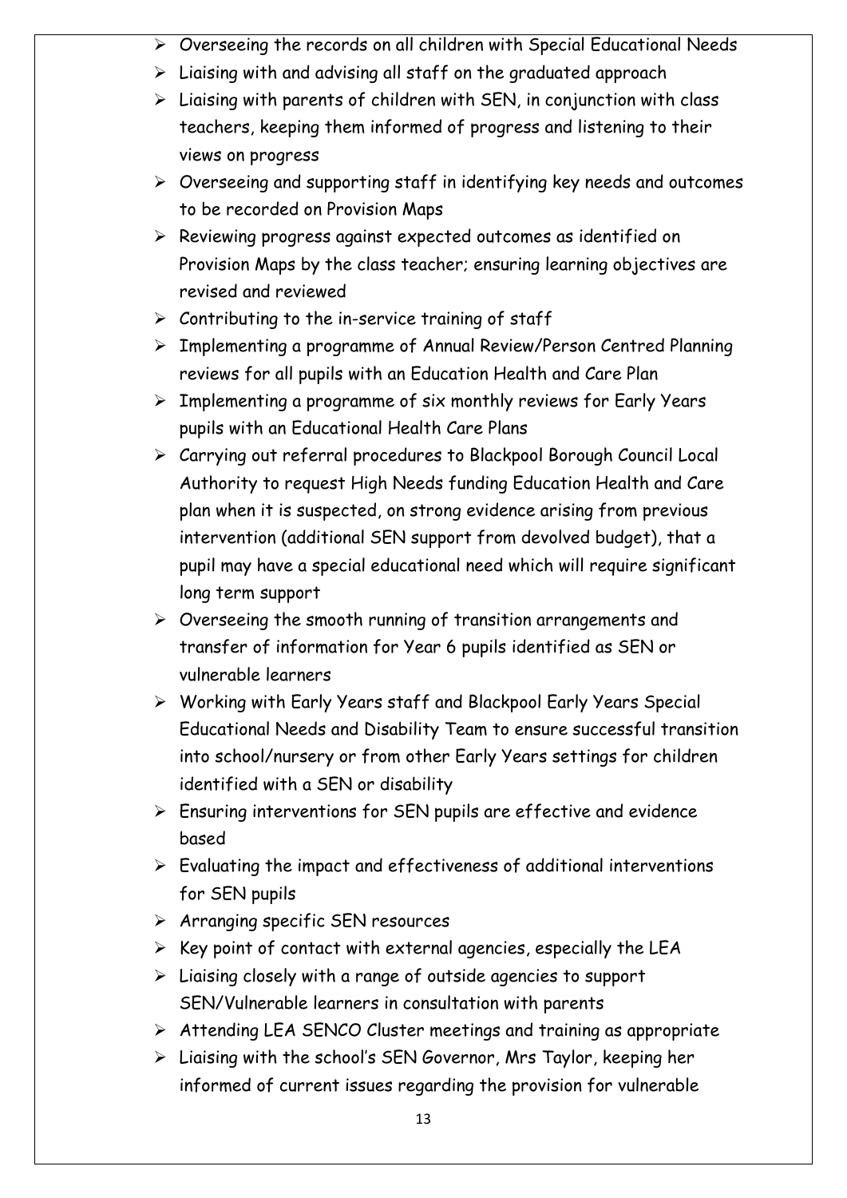- Overseeing the records on all children with Special Educational Needs
- Liaising with and advising all staff on the graduated approach
- Liaising with parents of children with SEN, in conjunction with class teachers, keeping them informed of progress and listening to their views on progress
- Overseeing and supporting staff in identifying key needs and outcomes to be recorded on Provision Maps
- Reviewing progress against expected outcomes as identified on Provision Maps by the class teacher; ensuring learning objectives are revised and reviewed
- Contributing to the in-service training of staff
- Implementing a programme of Annual Review/Person Centred Planning reviews for all pupils with an Education Health and Care Plan
- Implementing a programme of six monthly reviews for Early Years pupils with an Educational Health Care Plans
- Carrying out referral procedures to Blackpool Borough Council Local Authority to request High Needs funding Education Health and Care plan when it is suspected, on strong evidence arising from previous intervention (additional SEN support from devolved budget), that a pupil may have a special educational need which will require significant long term support
- Overseeing the smooth running of transition arrangements and transfer of information for Year 6 pupils identified as SEN or vulnerable learners
- Working with Early Years staff and Blackpool Early Years Special Educational Needs and Disability Team to ensure successful transition into school/nursery or from other Early Years settings for children identified with a SEN or disability
- Ensuring interventions for SEN pupils are effective and evidence based
- Evaluating the impact and effectiveness of additional interventions for SEN pupils
- Arranging specific SEN resources
- Key point of contact with external agencies, especially the LEA
- Liaising closely with a range of outside agencies to support SEN/Vulnerable learners in consultation with parents
- Attending LEA SENCO Cluster meetings and training as appropriate
- Liaising with the school's SEN Governor, Mrs Taylor, keeping her informed of current issues regarding the provision for vulnerable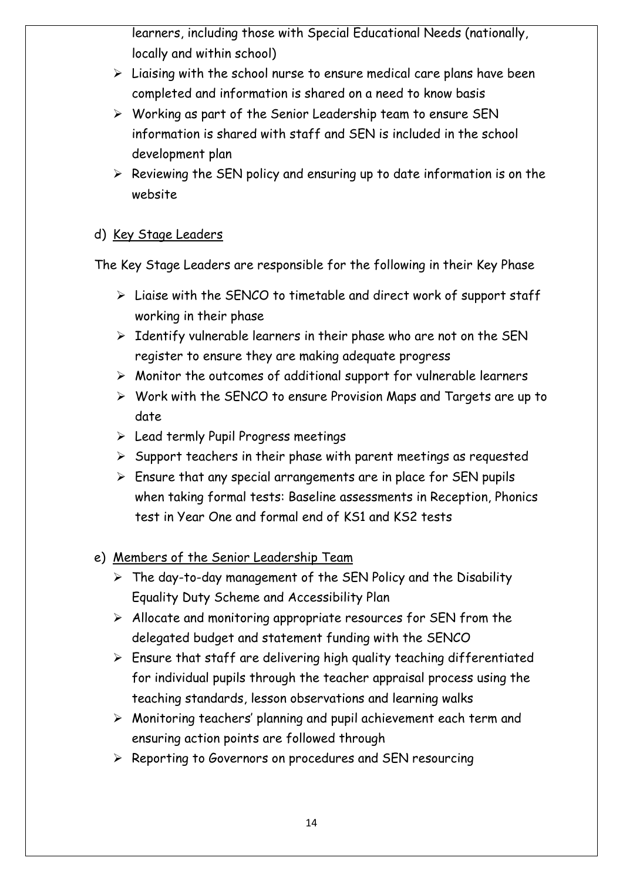learners, including those with Special Educational Needs (nationally, locally and within school)

- Liaising with the school nurse to ensure medical care plans have been completed and information is shared on a need to know basis
- Working as part of the Senior Leadership team to ensure SEN information is shared with staff and SEN is included in the school development plan
- Reviewing the SEN policy and ensuring up to date information is on the website

d) <u>Key Stage Leaders</u>

The Key Stage Leaders are responsible for the following in their Key Phase

- Liaise with the SENCO to timetable and direct work of support staff working in their phase
- Identify vulnerable learners in their phase who are not on the SEN register to ensure they are making adequate progress
- Monitor the outcomes of additional support for vulnerable learners
- Work with the SENCO to ensure Provision Maps and Targets are up to date
- Lead termly Pupil Progress meetings
- Support teachers in their phase with parent meetings as requested
- Ensure that any special arrangements are in place for SEN pupils when taking formal tests: Baseline assessments in Reception, Phonics test in Year One and formal end of KS1 and KS2 tests

e) <u>Members of the Senior Leadership Team</u>

- The day-to-day management of the SEN Policy and the Disability Equality Duty Scheme and Accessibility Plan
- Allocate and monitoring appropriate resources for SEN from the delegated budget and statement funding with the SENCO
- Ensure that staff are delivering high quality teaching differentiated for individual pupils through the teacher appraisal process using the teaching standards, lesson observations and learning walks
- Monitoring teachers' planning and pupil achievement each term and ensuring action points are followed through
- Reporting to Governors on procedures and SEN resourcing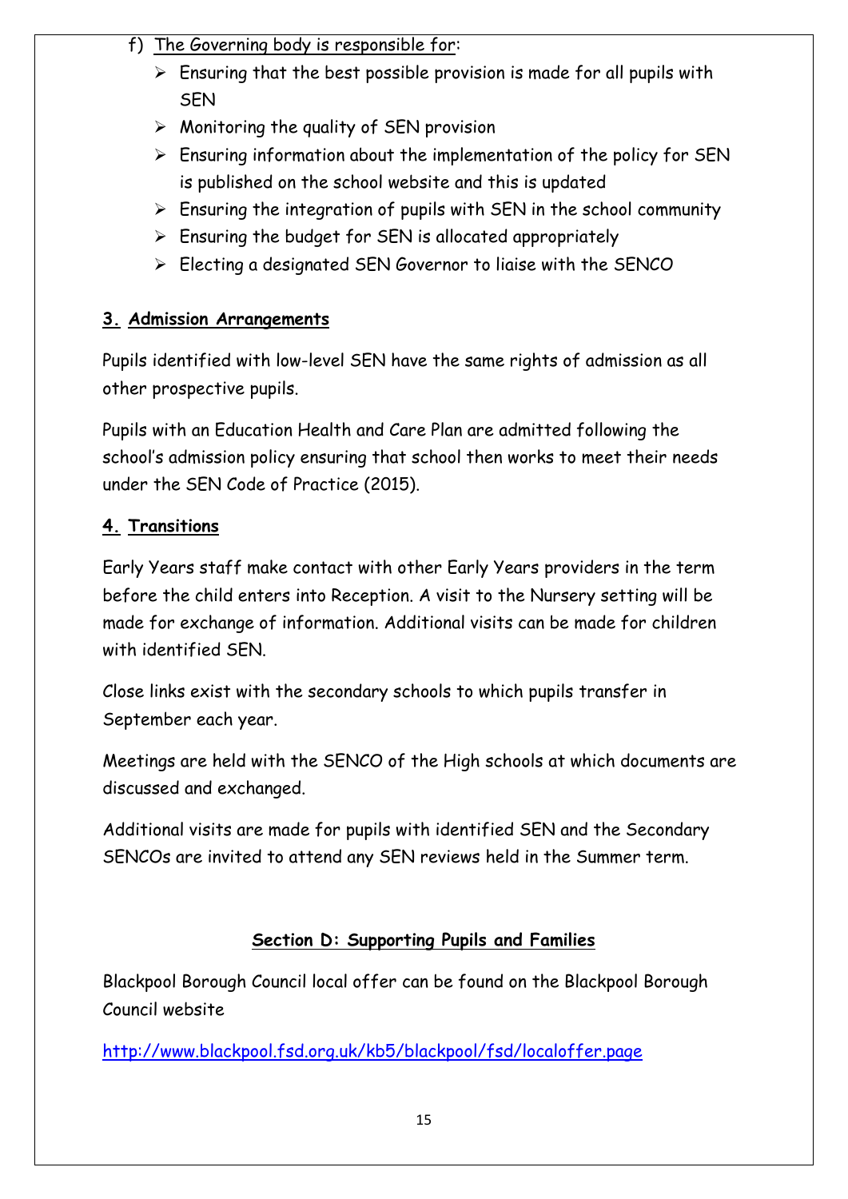f) <u>The Governing body is responsible for</u>:

- Ensuring that the best possible provision is made for all pupils with SEN
- Monitoring the quality of SEN provision
- Ensuring information about the implementation of the policy for SEN is published on the school website and this is updated
- Ensuring the integration of pupils with SEN in the school community
- Ensuring the budget for SEN is allocated appropriately
- Electing a designated SEN Governor to liaise with the SENCO

## 3. Admission Arrangements

Pupils identified with low-level SEN have the same rights of admission as all other prospective pupils.

Pupils with an Education Health and Care Plan are admitted following the school's admission policy ensuring that school then works to meet their needs under the SEN Code of Practice (2015).

## 4. Transitions

Early Years staff make contact with other Early Years providers in the term before the child enters into Reception. A visit to the Nursery setting will be made for exchange of information. Additional visits can be made for children with identified SEN.

Close links exist with the secondary schools to which pupils transfer in September each year.

Meetings are held with the SENCO of the High schools at which documents are discussed and exchanged.

Additional visits are made for pupils with identified SEN and the Secondary SENCOs are invited to attend any SEN reviews held in the Summer term.

## Section D: Supporting Pupils and Families

Blackpool Borough Council local offer can be found on the Blackpool Borough Council website

http://www.blackpool.fsd.org.uk/kb5/blackpool/fsd/localoffer.page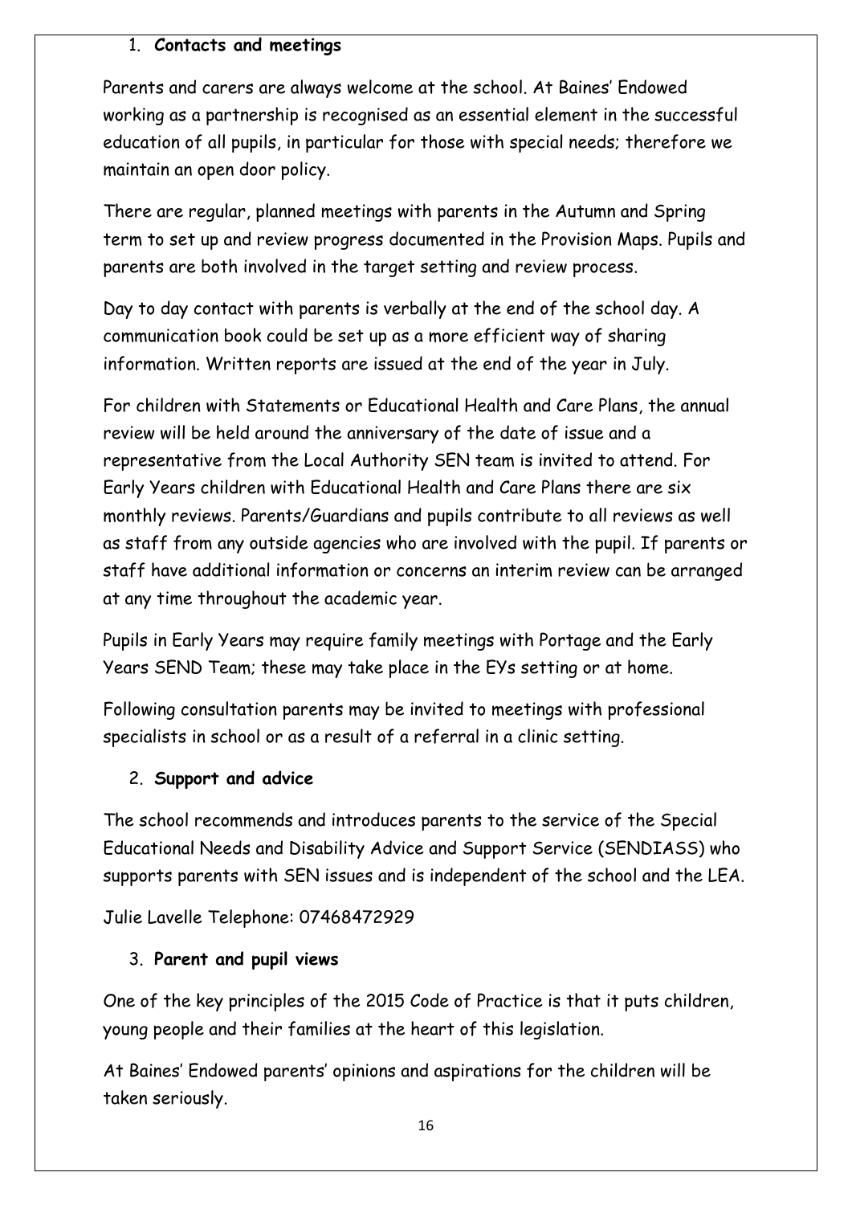1. **Contacts and meetings**

Parents and carers are always welcome at the school. At Baines' Endowed working as a partnership is recognised as an essential element in the successful education of all pupils, in particular for those with special needs; therefore we maintain an open door policy.

There are regular, planned meetings with parents in the Autumn and Spring term to set up and review progress documented in the Provision Maps. Pupils and parents are both involved in the target setting and review process.

Day to day contact with parents is verbally at the end of the school day. A communication book could be set up as a more efficient way of sharing information. Written reports are issued at the end of the year in July.

For children with Statements or Educational Health and Care Plans, the annual review will be held around the anniversary of the date of issue and a representative from the Local Authority SEN team is invited to attend. For Early Years children with Educational Health and Care Plans there are six monthly reviews. Parents/Guardians and pupils contribute to all reviews as well as staff from any outside agencies who are involved with the pupil. If parents or staff have additional information or concerns an interim review can be arranged at any time throughout the academic year.

Pupils in Early Years may require family meetings with Portage and the Early Years SEND Team; these may take place in the EYs setting or at home.

Following consultation parents may be invited to meetings with professional specialists in school or as a result of a referral in a clinic setting.

2. **Support and advice**

The school recommends and introduces parents to the service of the Special Educational Needs and Disability Advice and Support Service (SENDIASS) who supports parents with SEN issues and is independent of the school and the LEA.

Julie Lavelle Telephone: 07468472929

3. **Parent and pupil views**

One of the key principles of the 2015 Code of Practice is that it puts children, young people and their families at the heart of this legislation.

At Baines' Endowed parents' opinions and aspirations for the children will be taken seriously.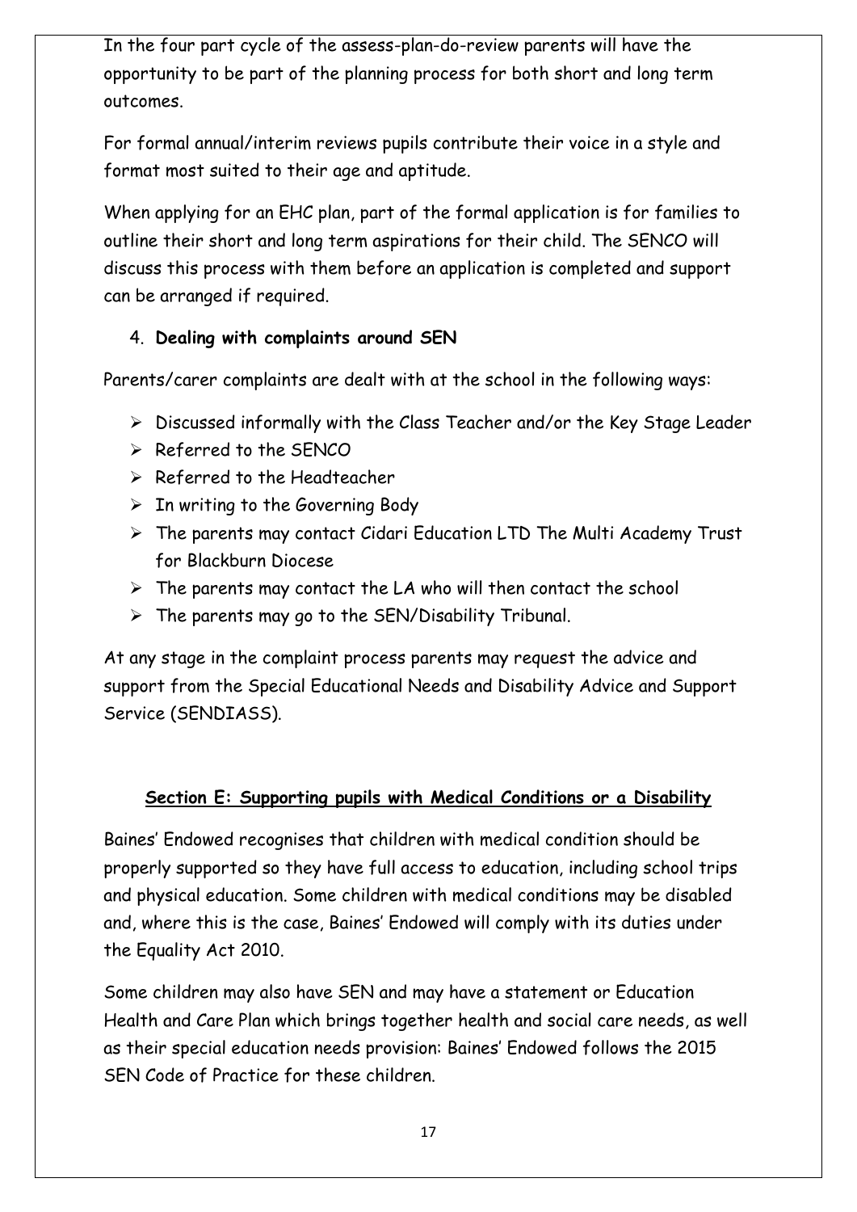In the four part cycle of the assess-plan-do-review parents will have the opportunity to be part of the planning process for both short and long term outcomes.

For formal annual/interim reviews pupils contribute their voice in a style and format most suited to their age and aptitude.

When applying for an EHC plan, part of the formal application is for families to outline their short and long term aspirations for their child. The SENCO will discuss this process with them before an application is completed and support can be arranged if required.

4. **Dealing with complaints around SEN**

Parents/carer complaints are dealt with at the school in the following ways:

- Discussed informally with the Class Teacher and/or the Key Stage Leader
- Referred to the SENCO
- Referred to the Headteacher
- In writing to the Governing Body
- The parents may contact Cidari Education LTD The Multi Academy Trust for Blackburn Diocese
- The parents may contact the LA who will then contact the school
- The parents may go to the SEN/Disability Tribunal.

At any stage in the complaint process parents may request the advice and support from the Special Educational Needs and Disability Advice and Support Service (SENDIASS).

## Section E: Supporting pupils with Medical Conditions or a Disability

Baines' Endowed recognises that children with medical condition should be properly supported so they have full access to education, including school trips and physical education. Some children with medical conditions may be disabled and, where this is the case, Baines' Endowed will comply with its duties under the Equality Act 2010.

Some children may also have SEN and may have a statement or Education Health and Care Plan which brings together health and social care needs, as well as their special education needs provision: Baines' Endowed follows the 2015 SEN Code of Practice for these children.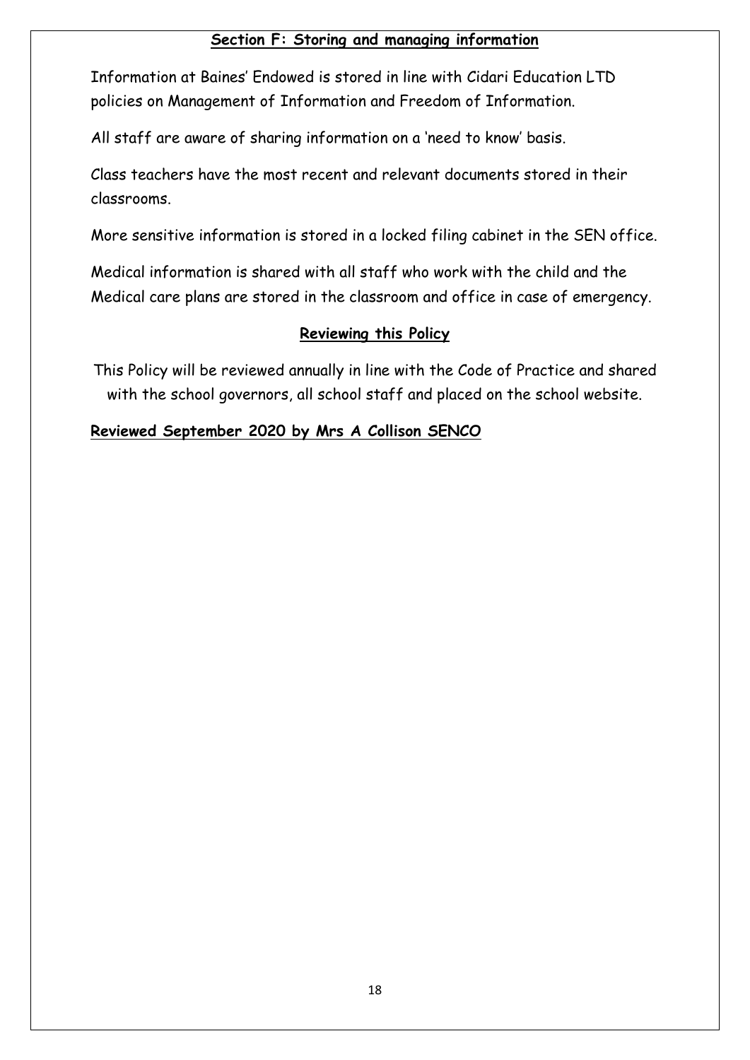## Section F: Storing and managing information

Information at Baines' Endowed is stored in line with Cidari Education LTD policies on Management of Information and Freedom of Information.

All staff are aware of sharing information on a 'need to know' basis.

Class teachers have the most recent and relevant documents stored in their classrooms.

More sensitive information is stored in a locked filing cabinet in the SEN office.

Medical information is shared with all staff who work with the child and the Medical care plans are stored in the classroom and office in case of emergency.

## Reviewing this Policy

This Policy will be reviewed annually in line with the Code of Practice and shared with the school governors, all school staff and placed on the school website.

**Reviewed September 2020 by Mrs A Collison SENCO**